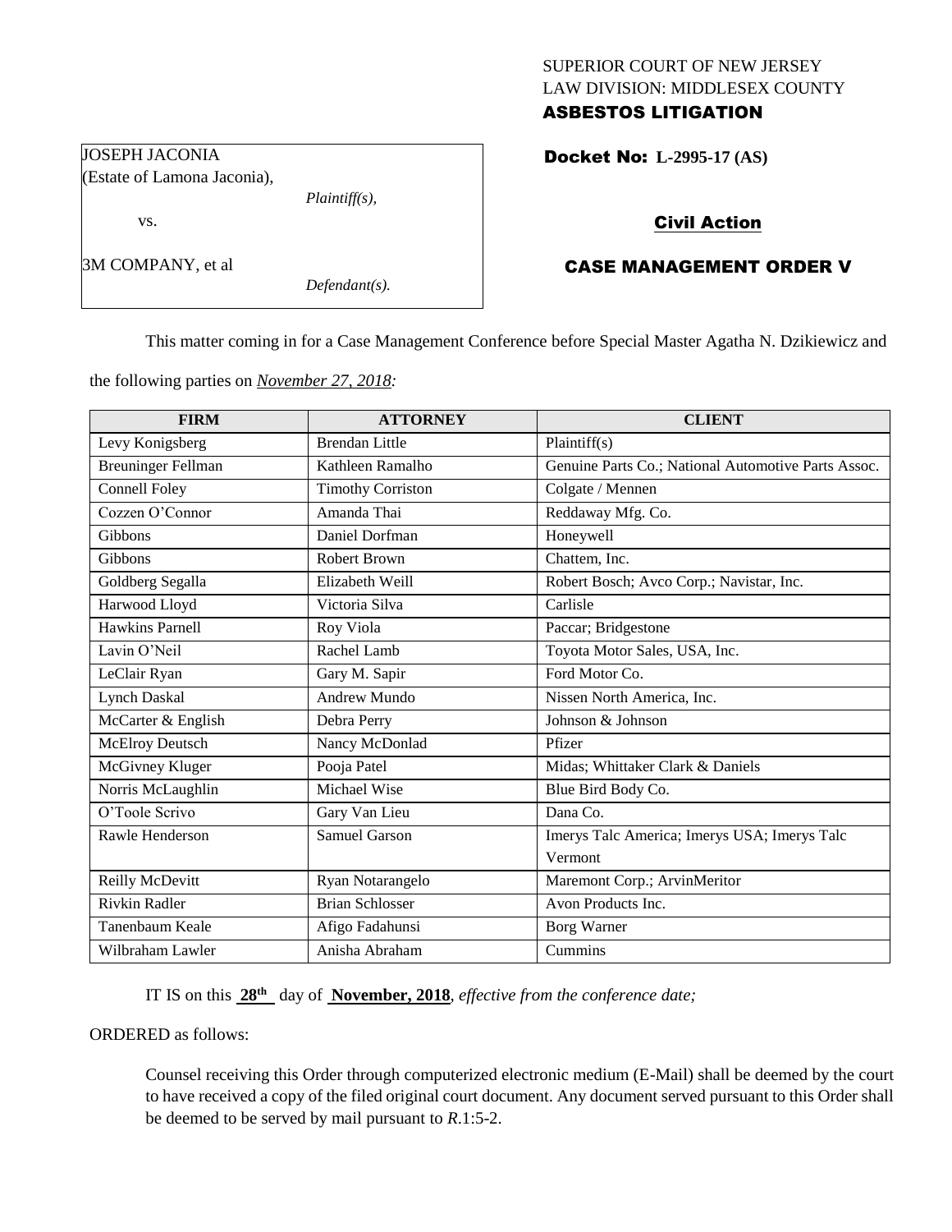SUPERIOR COURT OF NEW JERSEY
LAW DIVISION: MIDDLESEX COUNTY
**ASBESTOS LITIGATION**

JOSEPH JACONIA
(Estate of Lamona Jaconia),
*Plaintiff(s),*
vs.

3M COMPANY, et al
*Defendant(s).*

**Docket No: L-2995-17 (AS)**

**Civil Action**

**CASE MANAGEMENT ORDER V**

This matter coming in for a Case Management Conference before Special Master Agatha N. Dzikiewicz and the following parties on *November 27, 2018:*

| FIRM | ATTORNEY | CLIENT |
|---|---|---|
| Levy Konigsberg | Brendan Little | Plaintiff(s) |
| Breuninger Fellman | Kathleen Ramalho | Genuine Parts Co.; National Automotive Parts Assoc. |
| Connell Foley | Timothy Corriston | Colgate / Mennen |
| Cozzen O'Connor | Amanda Thai | Reddaway Mfg. Co. |
| Gibbons | Daniel Dorfman | Honeywell |
| Gibbons | Robert Brown | Chattem, Inc. |
| Goldberg Segalla | Elizabeth Weill | Robert Bosch; Avco Corp.; Navistar, Inc. |
| Harwood Lloyd | Victoria Silva | Carlisle |
| Hawkins Parnell | Roy Viola | Paccar; Bridgestone |
| Lavin O'Neil | Rachel Lamb | Toyota Motor Sales, USA, Inc. |
| LeClair Ryan | Gary M. Sapir | Ford Motor Co. |
| Lynch Daskal | Andrew Mundo | Nissen North America, Inc. |
| McCarter & English | Debra Perry | Johnson & Johnson |
| McElroy Deutsch | Nancy McDonlad | Pfizer |
| McGivney Kluger | Pooja Patel | Midas; Whittaker Clark & Daniels |
| Norris McLaughlin | Michael Wise | Blue Bird Body Co. |
| O'Toole Scrivo | Gary Van Lieu | Dana Co. |
| Rawle Henderson | Samuel Garson | Imerys Talc America; Imerys USA; Imerys Talc Vermont |
| Reilly McDevitt | Ryan Notarangelo | Maremont Corp.; ArvinMeritor |
| Rivkin Radler | Brian Schlosser | Avon Products Inc. |
| Tanenbaum Keale | Afigo Fadahunsi | Borg Warner |
| Wilbraham Lawler | Anisha Abraham | Cummins |

IT IS on this **28th** day of **November, 2018**, *effective from the conference date;*

ORDERED as follows:

Counsel receiving this Order through computerized electronic medium (E-Mail) shall be deemed by the court to have received a copy of the filed original court document. Any document served pursuant to this Order shall be deemed to be served by mail pursuant to *R*.1:5-2.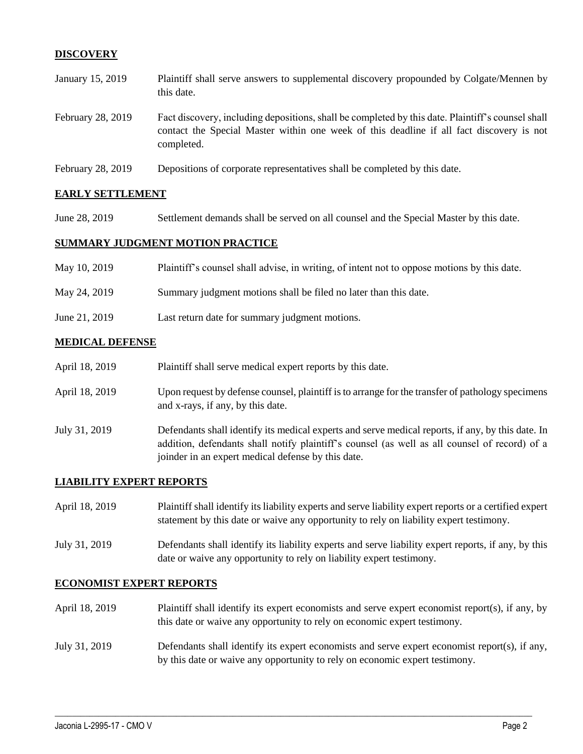## DISCOVERY

| | |
|---|---|
| January 15, 2019 | Plaintiff shall serve answers to supplemental discovery propounded by Colgate/Mennen by this date. |
| February 28, 2019 | Fact discovery, including depositions, shall be completed by this date. Plaintiff's counsel shall contact the Special Master within one week of this deadline if all fact discovery is not completed. |
| February 28, 2019 | Depositions of corporate representatives shall be completed by this date. |

## EARLY SETTLEMENT

| | |
|---|---|
| June 28, 2019 | Settlement demands shall be served on all counsel and the Special Master by this date. |

## SUMMARY JUDGMENT MOTION PRACTICE

| | |
|---|---|
| May 10, 2019 | Plaintiff's counsel shall advise, in writing, of intent not to oppose motions by this date. |
| May 24, 2019 | Summary judgment motions shall be filed no later than this date. |
| June 21, 2019 | Last return date for summary judgment motions. |

## MEDICAL DEFENSE

| | |
|---|---|
| April 18, 2019 | Plaintiff shall serve medical expert reports by this date. |
| April 18, 2019 | Upon request by defense counsel, plaintiff is to arrange for the transfer of pathology specimens and x-rays, if any, by this date. |
| July 31, 2019 | Defendants shall identify its medical experts and serve medical reports, if any, by this date. In addition, defendants shall notify plaintiff's counsel (as well as all counsel of record) of a joinder in an expert medical defense by this date. |

## LIABILITY EXPERT REPORTS

| | |
|---|---|
| April 18, 2019 | Plaintiff shall identify its liability experts and serve liability expert reports or a certified expert statement by this date or waive any opportunity to rely on liability expert testimony. |
| July 31, 2019 | Defendants shall identify its liability experts and serve liability expert reports, if any, by this date or waive any opportunity to rely on liability expert testimony. |

## ECONOMIST EXPERT REPORTS

| | |
|---|---|
| April 18, 2019 | Plaintiff shall identify its expert economists and serve expert economist report(s), if any, by this date or waive any opportunity to rely on economic expert testimony. |
| July 31, 2019 | Defendants shall identify its expert economists and serve expert economist report(s), if any, by this date or waive any opportunity to rely on economic expert testimony. |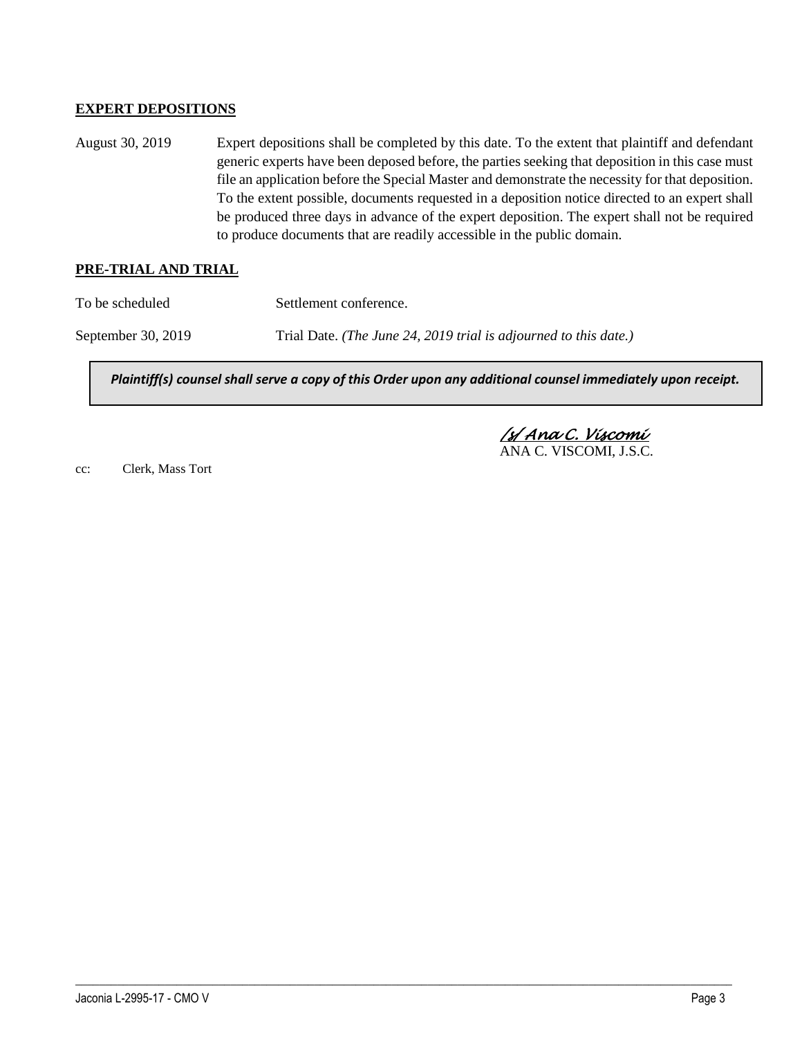**EXPERT DEPOSITIONS**

| | |
|---|---|
| August 30, 2019 | Expert depositions shall be completed by this date. To the extent that plaintiff and defendant generic experts have been deposed before, the parties seeking that deposition in this case must file an application before the Special Master and demonstrate the necessity for that deposition. To the extent possible, documents requested in a deposition notice directed to an expert shall be produced three days in advance of the expert deposition. The expert shall not be required to produce documents that are readily accessible in the public domain. |

**PRE-TRIAL AND TRIAL**

| | |
|---|---|
| To be scheduled | Settlement conference. |
| September 30, 2019 | Trial Date. *(The June 24, 2019 trial is adjourned to this date.)* |

***Plaintiff(s) counsel shall serve a copy of this Order upon any additional counsel immediately upon receipt.***

*/s/ Ana C. Viscomi*
ANA C. VISCOMI, J.S.C.

cc: Clerk, Mass Tort